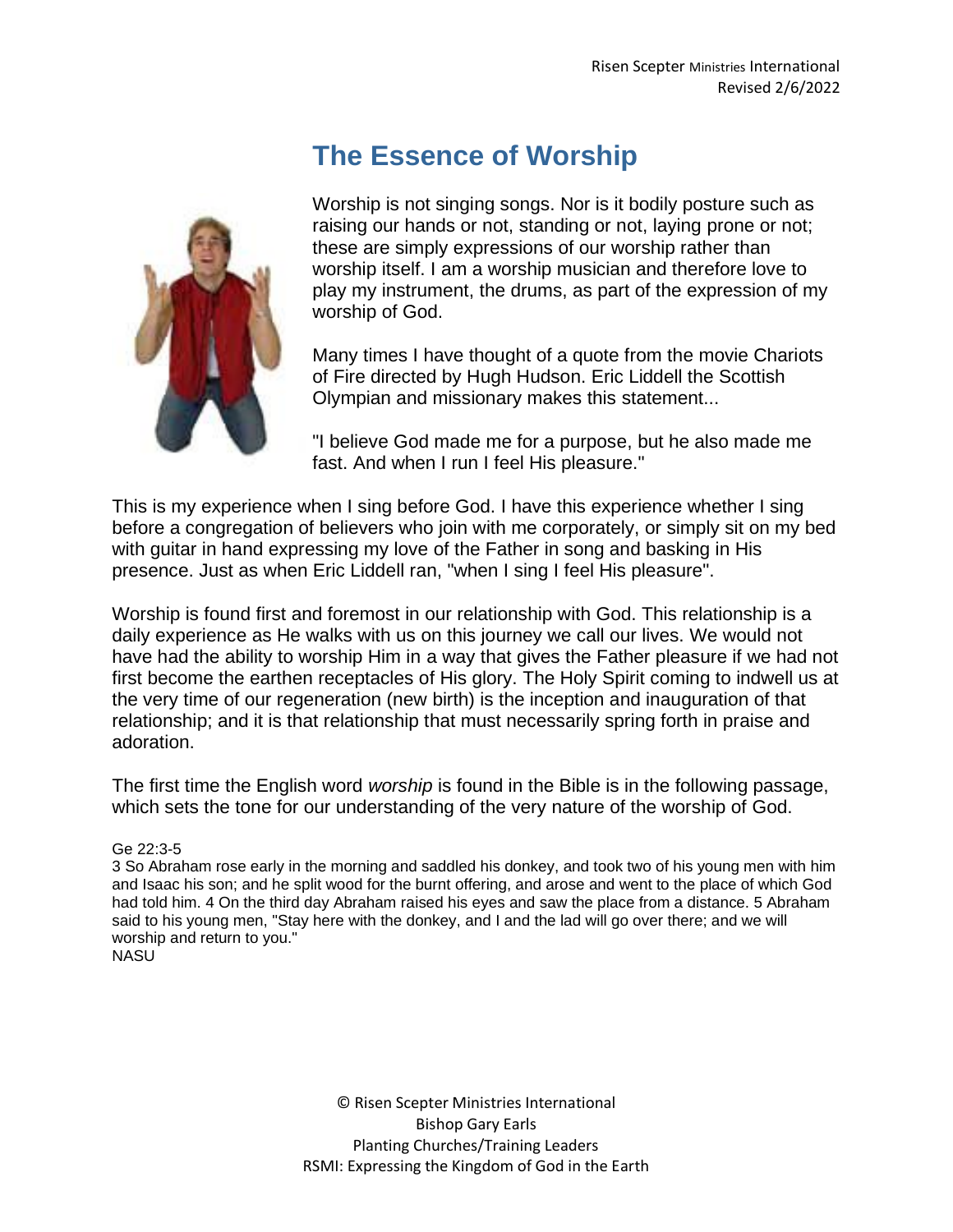# The Essence of Worship

Worship is not singing songs. Nor is it bodily posture such as raising our hands or not, standing or not, laying prone or not; these are simply expressions of our worship rather than worship itself. I am a worship musician and therefore love to play my instrument, the drums, as part of the expression of my worship of God.

Many times I have thought of a quote from the movie Chariots of Fire directed by Hugh Hudson. Eric Liddell the Scottish Olympian and missionary makes this statement...

"I believe God made me for a purpose, but he also made me fast. And when I run I feel His pleasure."

This is my experience when I sing before God. I have this experience whether I sing before a congregation of believers who join with me corporately, or simply sit on my bed with guitar in hand expressing my love of the Father in song and basking in His presence. Just as when Eric Liddell ran, "when I sing I feel His pleasure".

Worship is found first and foremost in our relationship with God. This relationship is a daily experience as He walks with us on this journey we call our lives. We would not have had the ability to worship Him in a way that gives the Father pleasure if we had not first become the earthen receptacles of His glory. The Holy Spirit coming to indwell us at the very time of our regeneration (new birth) is the inception and inauguration of that relationship; and it is that relationship that must necessarily spring forth in praise and adoration.

The first time the English word *worship* is found in the Bible is in the following passage, which sets the tone for our understanding of the very nature of the worship of God.

Ge 22:3-5
3 So Abraham rose early in the morning and saddled his donkey, and took two of his young men with him and Isaac his son; and he split wood for the burnt offering, and arose and went to the place of which God had told him. 4 On the third day Abraham raised his eyes and saw the place from a distance. 5 Abraham said to his young men, "Stay here with the donkey, and I and the lad will go over there; and we will worship and return to you."
NASU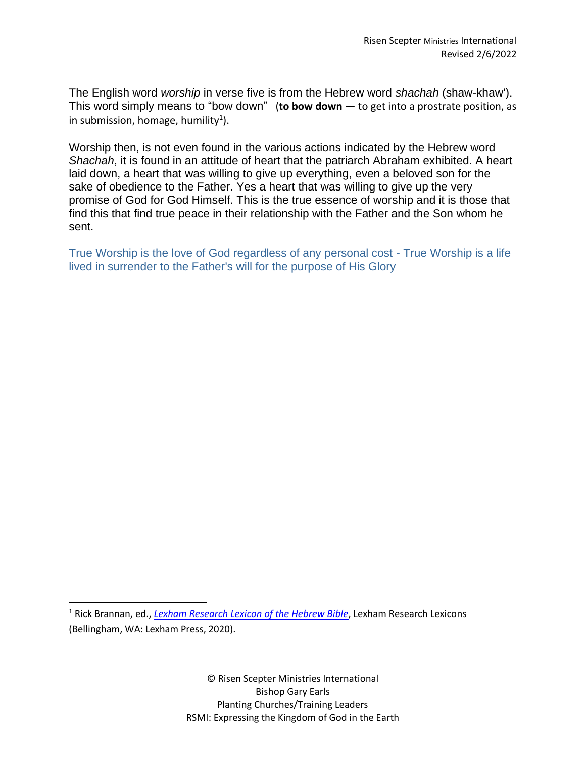The English word *worship* in verse five is from the Hebrew word *shachah* (shaw-khaw'). This word simply means to "bow down" (**to bow down** — to get into a prostrate position, as in submission, homage, humility[1]).

Worship then, is not even found in the various actions indicated by the Hebrew word *Shachah*, it is found in an attitude of heart that the patriarch Abraham exhibited. A heart laid down, a heart that was willing to give up everything, even a beloved son for the sake of obedience to the Father. Yes a heart that was willing to give up the very promise of God for God Himself. This is the true essence of worship and it is those that find this that find true peace in their relationship with the Father and the Son whom he sent.

True Worship is the love of God regardless of any personal cost - True Worship is a life lived in surrender to the Father's will for the purpose of His Glory

[1] Rick Brannan, ed., *Lexham Research Lexicon of the Hebrew Bible*, Lexham Research Lexicons (Bellingham, WA: Lexham Press, 2020).